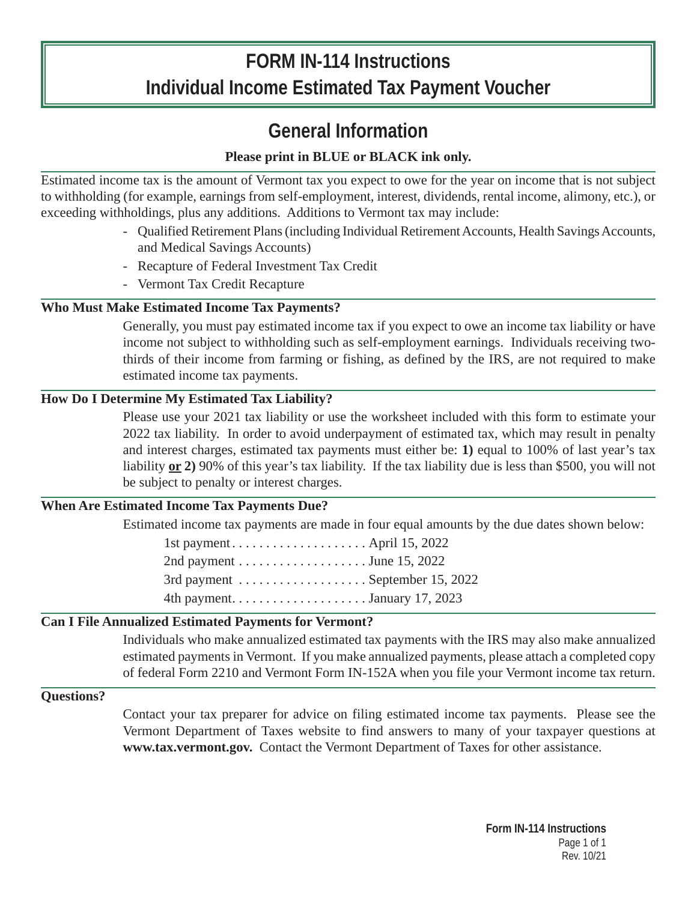# FORM IN-114 Instructions
# Individual Income Estimated Tax Payment Voucher

## General Information

**Please print in BLUE or BLACK ink only.**

Estimated income tax is the amount of Vermont tax you expect to owe for the year on income that is not subject to withholding (for example, earnings from self-employment, interest, dividends, rental income, alimony, etc.), or exceeding withholdings, plus any additions. Additions to Vermont tax may include:

- Qualified Retirement Plans (including Individual Retirement Accounts, Health Savings Accounts, and Medical Savings Accounts)
- Recapture of Federal Investment Tax Credit
- Vermont Tax Credit Recapture

### Who Must Make Estimated Income Tax Payments?

Generally, you must pay estimated income tax if you expect to owe an income tax liability or have income not subject to withholding such as self-employment earnings. Individuals receiving two-thirds of their income from farming or fishing, as defined by the IRS, are not required to make estimated income tax payments.

### How Do I Determine My Estimated Tax Liability?

Please use your 2021 tax liability or use the worksheet included with this form to estimate your 2022 tax liability. In order to avoid underpayment of estimated tax, which may result in penalty and interest charges, estimated tax payments must either be: **1)** equal to 100% of last year's tax liability **or 2)** 90% of this year's tax liability. If the tax liability due is less than $500, you will not be subject to penalty or interest charges.

### When Are Estimated Income Tax Payments Due?

Estimated income tax payments are made in four equal amounts by the due dates shown below:

- 1st payment .................... April 15, 2022
- 2nd payment .................... June 15, 2022
- 3rd payment .................... September 15, 2022
- 4th payment .................... January 17, 2023

### Can I File Annualized Estimated Payments for Vermont?

Individuals who make annualized estimated tax payments with the IRS may also make annualized estimated payments in Vermont. If you make annualized payments, please attach a completed copy of federal Form 2210 and Vermont Form IN-152A when you file your Vermont income tax return.

### Questions?

Contact your tax preparer for advice on filing estimated income tax payments. Please see the Vermont Department of Taxes website to find answers to many of your taxpayer questions at **www.tax.vermont.gov.** Contact the Vermont Department of Taxes for other assistance.

**Form IN-114 Instructions**
Rev. 10/21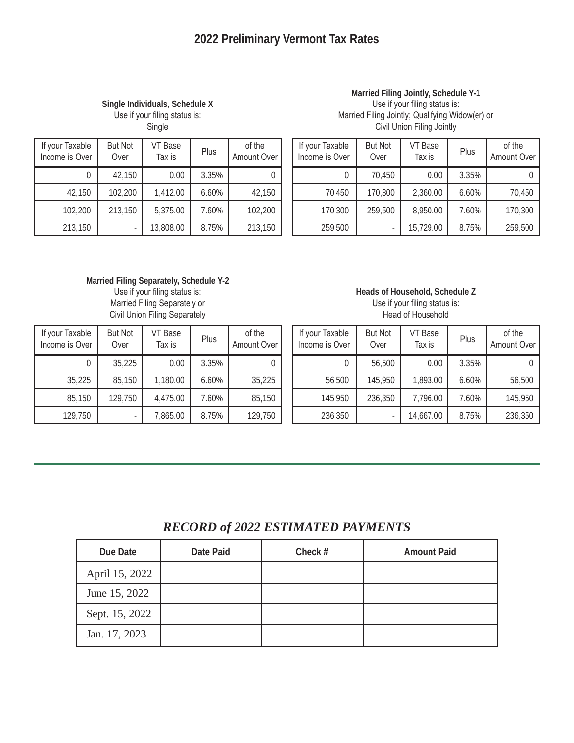# 2022 Preliminary Vermont Tax Rates

**Single Individuals, Schedule X**
Use if your filing status is:
Single

| If your Taxable Income is Over | But Not Over | VT Base Tax is | Plus | of the Amount Over |
|---|---|---|---|---|
| 0 | 42,150 | 0.00 | 3.35% | 0 |
| 42,150 | 102,200 | 1,412.00 | 6.60% | 42,150 |
| 102,200 | 213,150 | 5,375.00 | 7.60% | 102,200 |
| 213,150 | - | 13,808.00 | 8.75% | 213,150 |

**Married Filing Jointly, Schedule Y-1**
Use if your filing status is:
Married Filing Jointly; Qualifying Widow(er) or
Civil Union Filing Jointly

| If your Taxable Income is Over | But Not Over | VT Base Tax is | Plus | of the Amount Over |
|---|---|---|---|---|
| 0 | 70,450 | 0.00 | 3.35% | 0 |
| 70,450 | 170,300 | 2,360.00 | 6.60% | 70,450 |
| 170,300 | 259,500 | 8,950.00 | 7.60% | 170,300 |
| 259,500 | - | 15,729.00 | 8.75% | 259,500 |

**Married Filing Separately, Schedule Y-2**
Use if your filing status is:
Married Filing Separately or
Civil Union Filing Separately

| If your Taxable Income is Over | But Not Over | VT Base Tax is | Plus | of the Amount Over |
|---|---|---|---|---|
| 0 | 35,225 | 0.00 | 3.35% | 0 |
| 35,225 | 85,150 | 1,180.00 | 6.60% | 35,225 |
| 85,150 | 129,750 | 4,475.00 | 7.60% | 85,150 |
| 129,750 | - | 7,865.00 | 8.75% | 129,750 |

**Heads of Household, Schedule Z**
Use if your filing status is:
Head of Household

| If your Taxable Income is Over | But Not Over | VT Base Tax is | Plus | of the Amount Over |
|---|---|---|---|---|
| 0 | 56,500 | 0.00 | 3.35% | 0 |
| 56,500 | 145,950 | 1,893.00 | 6.60% | 56,500 |
| 145,950 | 236,350 | 7,796.00 | 7.60% | 145,950 |
| 236,350 | - | 14,667.00 | 8.75% | 236,350 |

## *RECORD of 2022 ESTIMATED PAYMENTS*

| Due Date | Date Paid | Check # | Amount Paid |
|---|---|---|---|
| April 15, 2022 | | | |
| June 15, 2022 | | | |
| Sept. 15, 2022 | | | |
| Jan. 17, 2023 | | | |